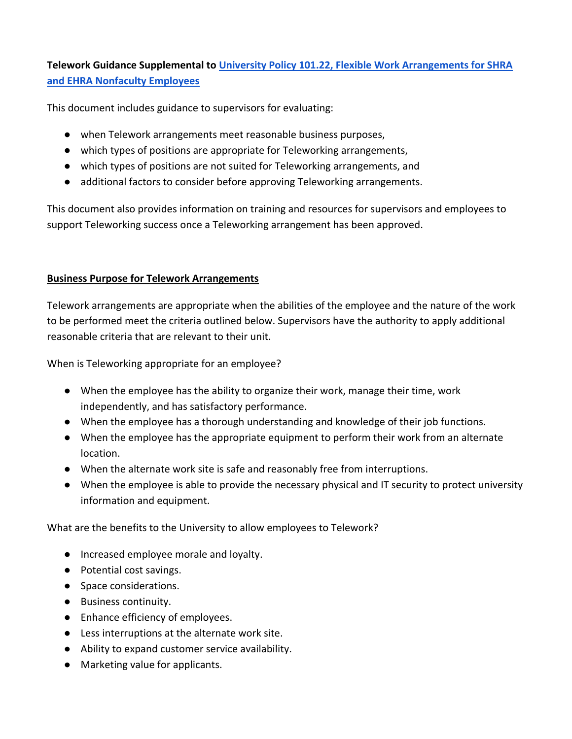**Telework Guidance Supplemental to [University Policy 101.22, Flexible Work Arrangements for SHRA and EHRA Nonfaculty Employees]()**

This document includes guidance to supervisors for evaluating:

- when Telework arrangements meet reasonable business purposes,
- which types of positions are appropriate for Teleworking arrangements,
- which types of positions are not suited for Teleworking arrangements, and
- additional factors to consider before approving Teleworking arrangements.

This document also provides information on training and resources for supervisors and employees to support Teleworking success once a Teleworking arrangement has been approved.

## Business Purpose for Telework Arrangements

Telework arrangements are appropriate when the abilities of the employee and the nature of the work to be performed meet the criteria outlined below. Supervisors have the authority to apply additional reasonable criteria that are relevant to their unit.

When is Teleworking appropriate for an employee?

- When the employee has the ability to organize their work, manage their time, work independently, and has satisfactory performance.
- When the employee has a thorough understanding and knowledge of their job functions.
- When the employee has the appropriate equipment to perform their work from an alternate location.
- When the alternate work site is safe and reasonably free from interruptions.
- When the employee is able to provide the necessary physical and IT security to protect university information and equipment.

What are the benefits to the University to allow employees to Telework?

- Increased employee morale and loyalty.
- Potential cost savings.
- Space considerations.
- Business continuity.
- Enhance efficiency of employees.
- Less interruptions at the alternate work site.
- Ability to expand customer service availability.
- Marketing value for applicants.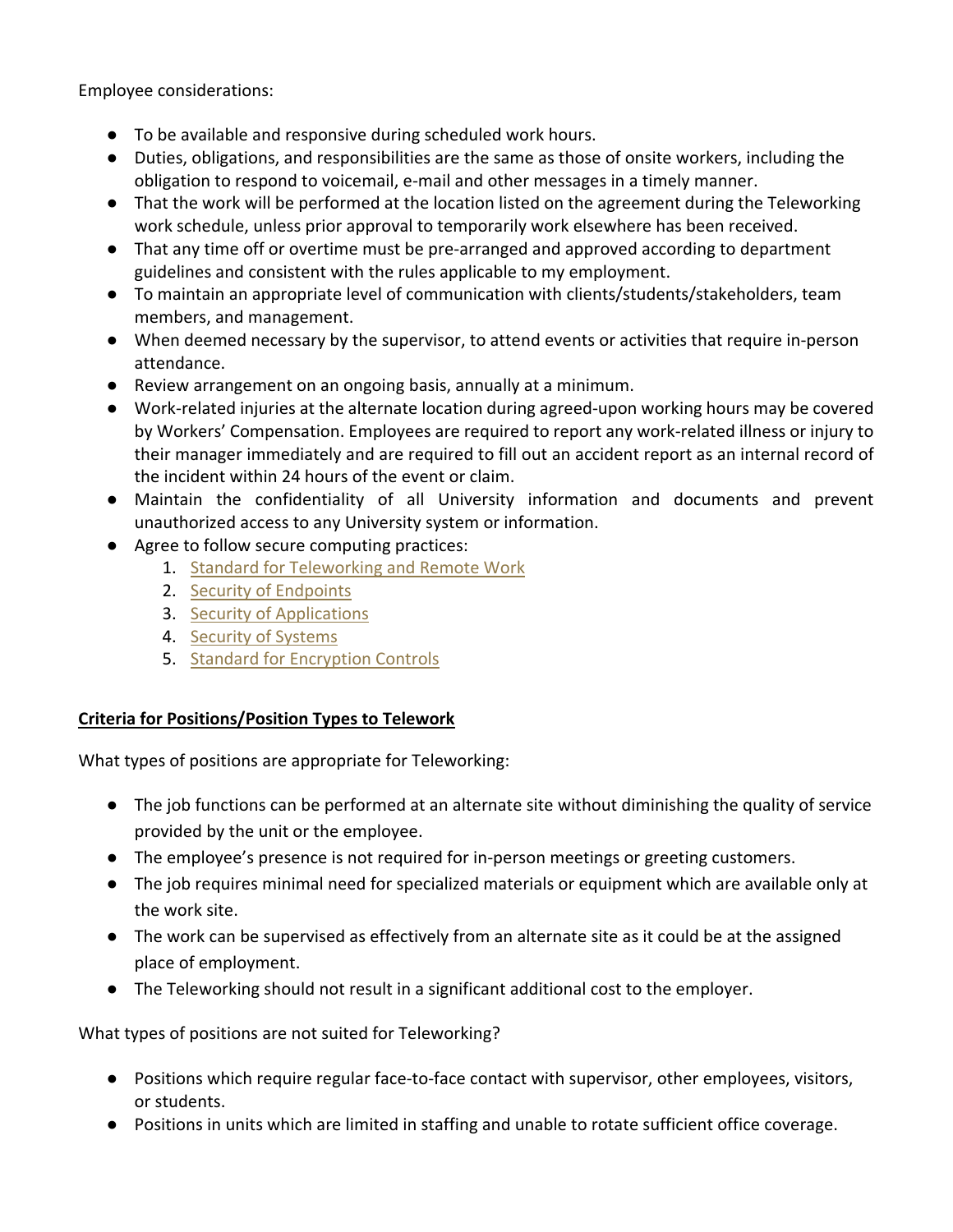Employee considerations:

- To be available and responsive during scheduled work hours.
- Duties, obligations, and responsibilities are the same as those of onsite workers, including the obligation to respond to voicemail, e-mail and other messages in a timely manner.
- That the work will be performed at the location listed on the agreement during the Teleworking work schedule, unless prior approval to temporarily work elsewhere has been received.
- That any time off or overtime must be pre-arranged and approved according to department guidelines and consistent with the rules applicable to my employment.
- To maintain an appropriate level of communication with clients/students/stakeholders, team members, and management.
- When deemed necessary by the supervisor, to attend events or activities that require in-person attendance.
- Review arrangement on an ongoing basis, annually at a minimum.
- Work-related injuries at the alternate location during agreed-upon working hours may be covered by Workers' Compensation. Employees are required to report any work-related illness or injury to their manager immediately and are required to fill out an accident report as an internal record of the incident within 24 hours of the event or claim.
- Maintain the confidentiality of all University information and documents and prevent unauthorized access to any University system or information.
- Agree to follow secure computing practices:
  1. Standard for Teleworking and Remote Work
  2. Security of Endpoints
  3. Security of Applications
  4. Security of Systems
  5. Standard for Encryption Controls

**Criteria for Positions/Position Types to Telework**

What types of positions are appropriate for Teleworking:

- The job functions can be performed at an alternate site without diminishing the quality of service provided by the unit or the employee.
- The employee's presence is not required for in-person meetings or greeting customers.
- The job requires minimal need for specialized materials or equipment which are available only at the work site.
- The work can be supervised as effectively from an alternate site as it could be at the assigned place of employment.
- The Teleworking should not result in a significant additional cost to the employer.

What types of positions are not suited for Teleworking?

- Positions which require regular face-to-face contact with supervisor, other employees, visitors, or students.
- Positions in units which are limited in staffing and unable to rotate sufficient office coverage.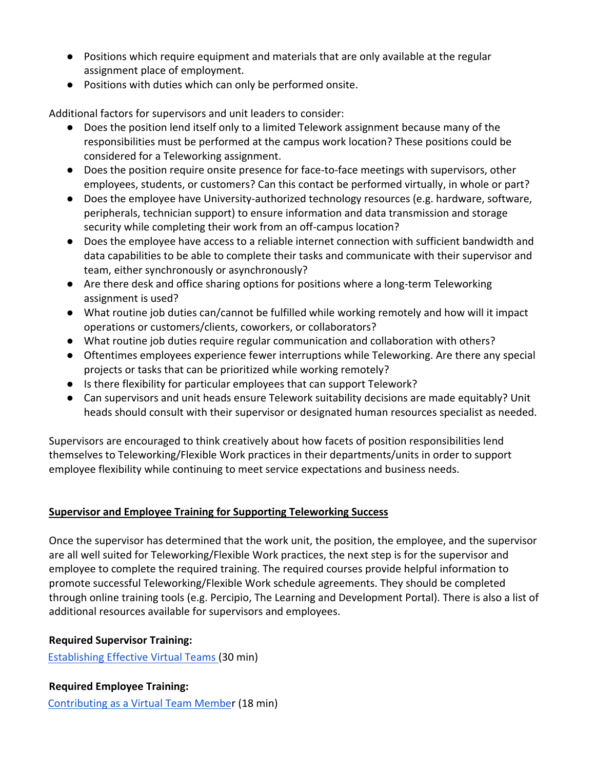- Positions which require equipment and materials that are only available at the regular assignment place of employment.
- Positions with duties which can only be performed onsite.

Additional factors for supervisors and unit leaders to consider:

- Does the position lend itself only to a limited Telework assignment because many of the responsibilities must be performed at the campus work location? These positions could be considered for a Teleworking assignment.
- Does the position require onsite presence for face-to-face meetings with supervisors, other employees, students, or customers? Can this contact be performed virtually, in whole or part?
- Does the employee have University-authorized technology resources (e.g. hardware, software, peripherals, technician support) to ensure information and data transmission and storage security while completing their work from an off-campus location?
- Does the employee have access to a reliable internet connection with sufficient bandwidth and data capabilities to be able to complete their tasks and communicate with their supervisor and team, either synchronously or asynchronously?
- Are there desk and office sharing options for positions where a long-term Teleworking assignment is used?
- What routine job duties can/cannot be fulfilled while working remotely and how will it impact operations or customers/clients, coworkers, or collaborators?
- What routine job duties require regular communication and collaboration with others?
- Oftentimes employees experience fewer interruptions while Teleworking. Are there any special projects or tasks that can be prioritized while working remotely?
- Is there flexibility for particular employees that can support Telework?
- Can supervisors and unit heads ensure Telework suitability decisions are made equitably? Unit heads should consult with their supervisor or designated human resources specialist as needed.

Supervisors are encouraged to think creatively about how facets of position responsibilities lend themselves to Teleworking/Flexible Work practices in their departments/units in order to support employee flexibility while continuing to meet service expectations and business needs.

## Supervisor and Employee Training for Supporting Teleworking Success

Once the supervisor has determined that the work unit, the position, the employee, and the supervisor are all well suited for Teleworking/Flexible Work practices, the next step is for the supervisor and employee to complete the required training. The required courses provide helpful information to promote successful Teleworking/Flexible Work schedule agreements. They should be completed through online training tools (e.g. Percipio, The Learning and Development Portal). There is also a list of additional resources available for supervisors and employees.

**Required Supervisor Training:**

Establishing Effective Virtual Teams (30 min)

**Required Employee Training:**

Contributing as a Virtual Team Member (18 min)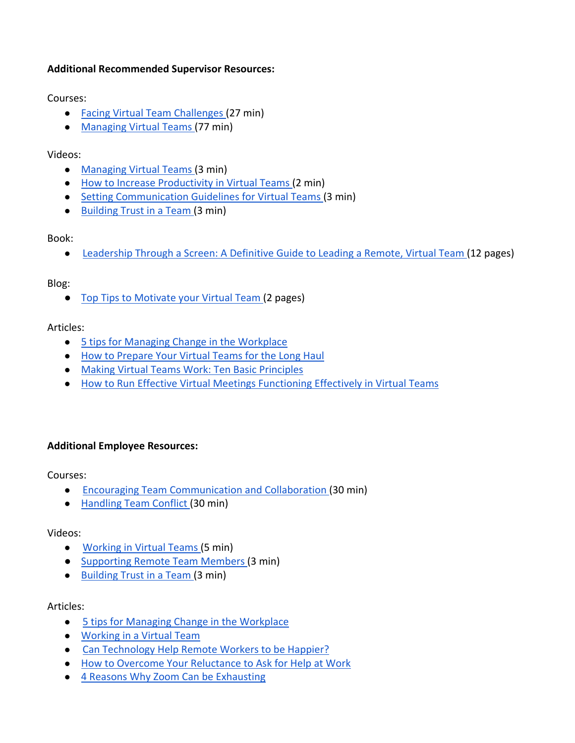**Additional Recommended Supervisor Resources:**

Courses:

- Facing Virtual Team Challenges (27 min)
- Managing Virtual Teams (77 min)

Videos:

- Managing Virtual Teams (3 min)
- How to Increase Productivity in Virtual Teams (2 min)
- Setting Communication Guidelines for Virtual Teams (3 min)
- Building Trust in a Team (3 min)

Book:

- Leadership Through a Screen: A Definitive Guide to Leading a Remote, Virtual Team (12 pages)

Blog:

- Top Tips to Motivate your Virtual Team (2 pages)

Articles:

- 5 tips for Managing Change in the Workplace
- How to Prepare Your Virtual Teams for the Long Haul
- Making Virtual Teams Work: Ten Basic Principles
- How to Run Effective Virtual Meetings Functioning Effectively in Virtual Teams

**Additional Employee Resources:**

Courses:

- Encouraging Team Communication and Collaboration (30 min)
- Handling Team Conflict (30 min)

Videos:

- Working in Virtual Teams (5 min)
- Supporting Remote Team Members (3 min)
- Building Trust in a Team (3 min)

Articles:

- 5 tips for Managing Change in the Workplace
- Working in a Virtual Team
- Can Technology Help Remote Workers to be Happier?
- How to Overcome Your Reluctance to Ask for Help at Work
- 4 Reasons Why Zoom Can be Exhausting